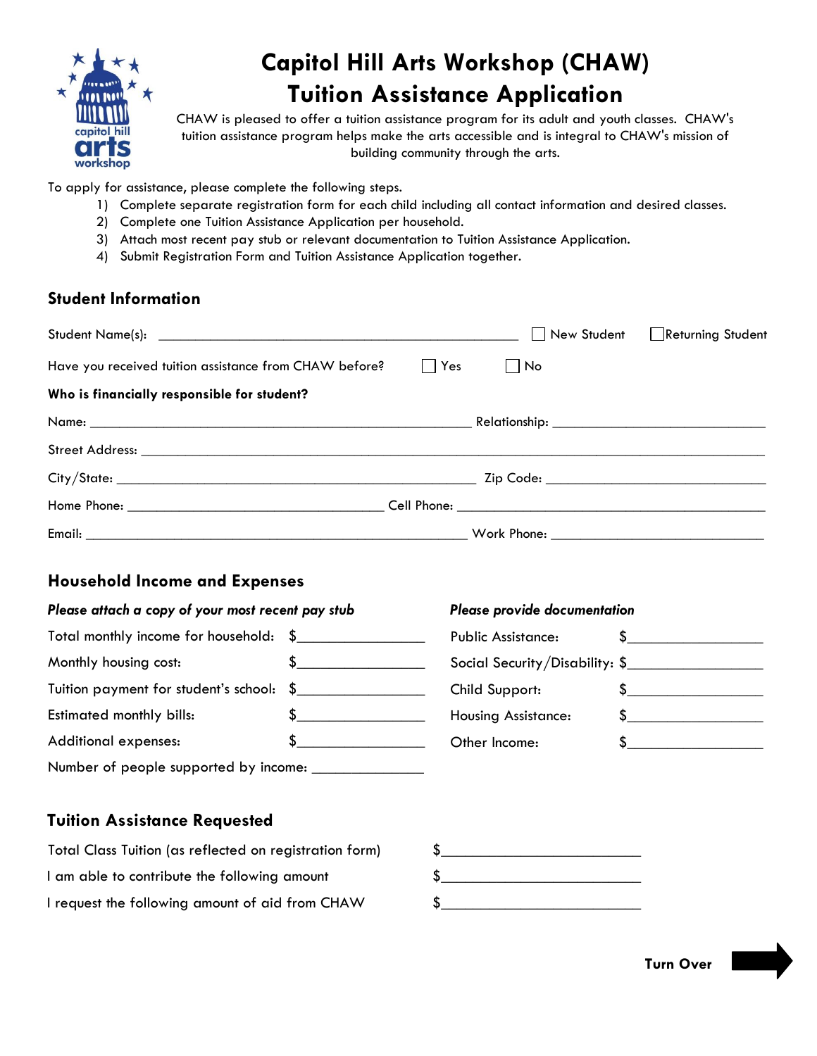# Capitol Hill Arts Workshop (CHAW)
# Tuition Assistance Application

CHAW is pleased to offer a tuition assistance program for its adult and youth classes. CHAW's tuition assistance program helps make the arts accessible and is integral to CHAW's mission of building community through the arts.

To apply for assistance, please complete the following steps.

1) Complete separate registration form for each child including all contact information and desired classes.
2) Complete one Tuition Assistance Application per household.
3) Attach most recent pay stub or relevant documentation to Tuition Assistance Application.
4) Submit Registration Form and Tuition Assistance Application together.

## Student Information

Student Name(s): ______________________________ ☐ New Student ☐ Returning Student

Have you received tuition assistance from CHAW before? ☐ Yes ☐ No

**Who is financially responsible for student?**

Name: ______________________________ Relationship: ______________________________

Street Address: ____________________________________________________________

City/State: ______________________________ Zip Code: ______________________________

Home Phone: ______________________________ Cell Phone: ______________________________

Email: ______________________________ Work Phone: ______________________________

## Household Income and Expenses

***Please attach a copy of your most recent pay stub***

Total monthly income for household: $________________

Monthly housing cost: $________________

Tuition payment for student's school: $________________

Estimated monthly bills: $________________

Additional expenses: $________________

Number of people supported by income: ______________

***Please provide documentation***

Public Assistance: $________________

Social Security/Disability: $________________

Child Support: $________________

Housing Assistance: $________________

Other Income: $________________

## Tuition Assistance Requested

Total Class Tuition (as reflected on registration form) $__________________________

I am able to contribute the following amount $__________________________

I request the following amount of aid from CHAW $__________________________

**Turn Over**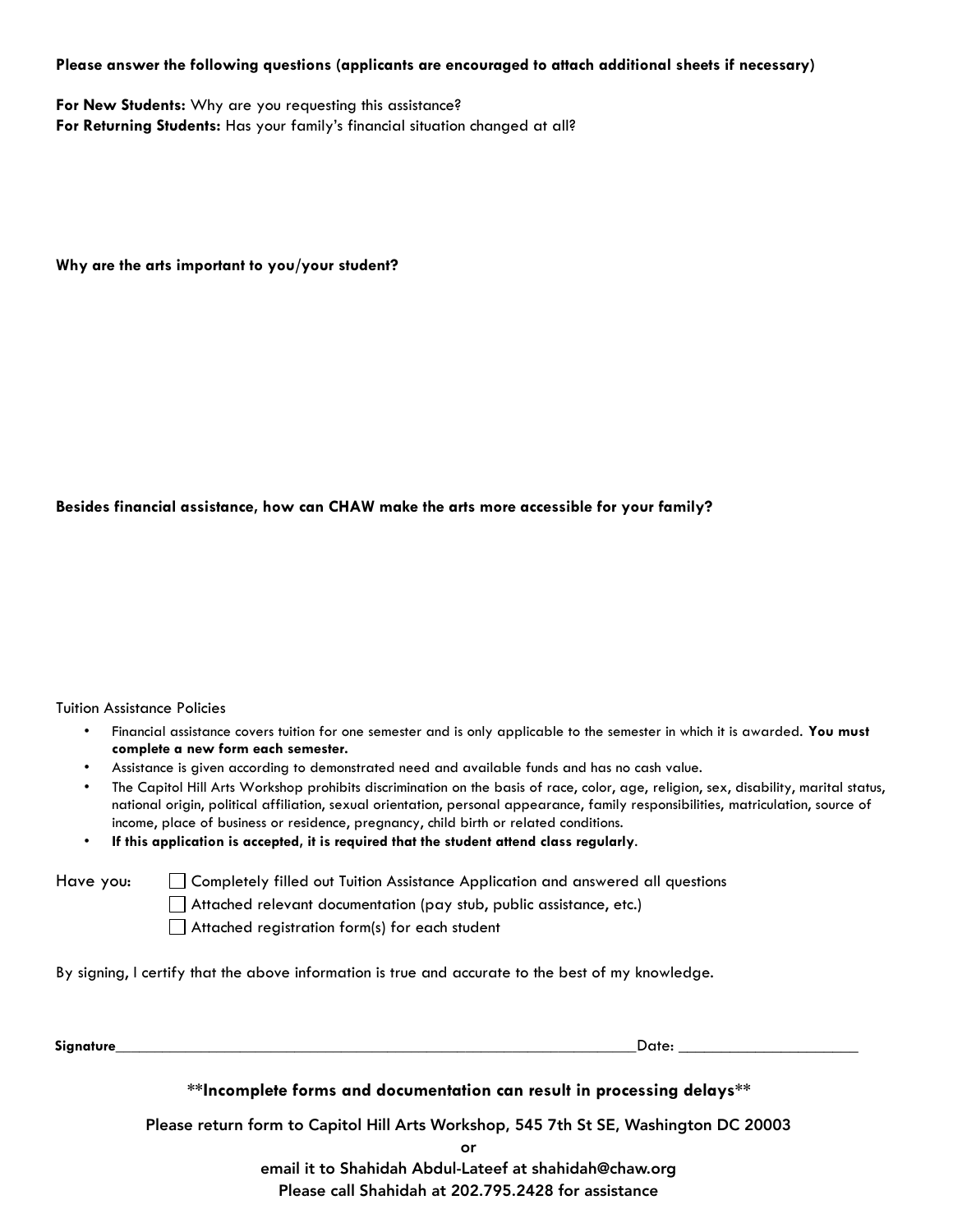**Please answer the following questions (applicants are encouraged to attach additional sheets if necessary)**

**For New Students:** Why are you requesting this assistance?
**For Returning Students:** Has your family's financial situation changed at all?

**Why are the arts important to you/your student?**

**Besides financial assistance, how can CHAW make the arts more accessible for your family?**

Tuition Assistance Policies

- Financial assistance covers tuition for one semester and is only applicable to the semester in which it is awarded. **You must complete a new form each semester.**
- Assistance is given according to demonstrated need and available funds and has no cash value.
- The Capitol Hill Arts Workshop prohibits discrimination on the basis of race, color, age, religion, sex, disability, marital status, national origin, political affiliation, sexual orientation, personal appearance, family responsibilities, matriculation, source of income, place of business or residence, pregnancy, child birth or related conditions.
- **If this application is accepted, it is required that the student attend class regularly**.

Have you:
- ☐ Completely filled out Tuition Assistance Application and answered all questions
- ☐ Attached relevant documentation (pay stub, public assistance, etc.)
- ☐ Attached registration form(s) for each student

By signing, I certify that the above information is true and accurate to the best of my knowledge.

**Signature**_______________________________________________________________Date: ____________________

**\*\*Incomplete forms and documentation can result in processing delays\*\***

**Please return form to Capitol Hill Arts Workshop, 545 7th St SE, Washington DC 20003**

**or**

**email it to Shahidah Abdul-Lateef at shahidah@chaw.org**

**Please call Shahidah at 202.795.2428 for assistance**